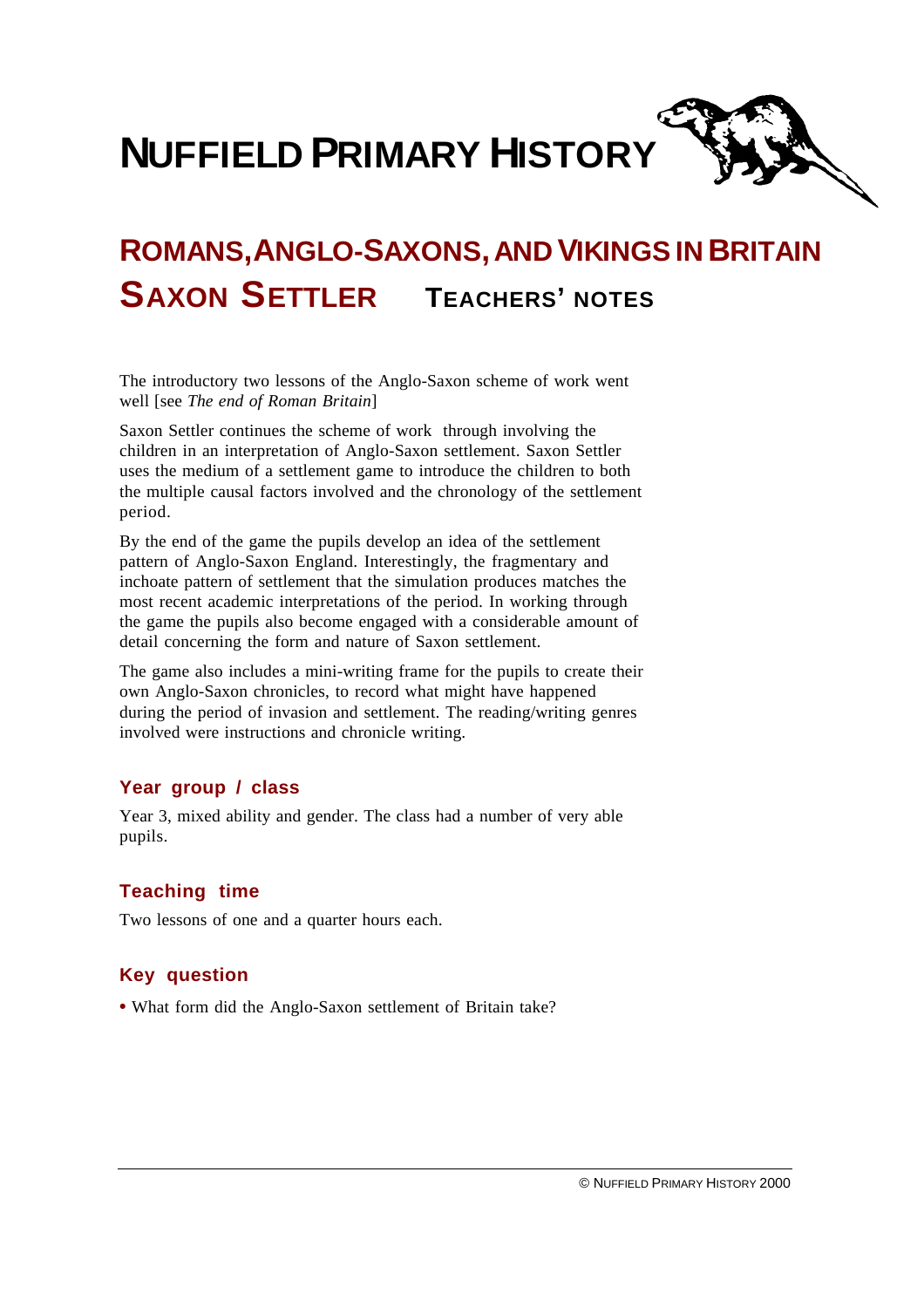# NUFFIELD PRIMARY HISTORY

## ROMANS, ANGLO-SAXONS, AND VIKINGS IN BRITAIN

## SAXON SETTLER — TEACHERS' NOTES

The introductory two lessons of the Anglo-Saxon scheme of work went well [see *The end of Roman Britain*]

Saxon Settler continues the scheme of work through involving the children in an interpretation of Anglo-Saxon settlement. Saxon Settler uses the medium of a settlement game to introduce the children to both the multiple causal factors involved and the chronology of the settlement period.

By the end of the game the pupils develop an idea of the settlement pattern of Anglo-Saxon England. Interestingly, the fragmentary and inchoate pattern of settlement that the simulation produces matches the most recent academic interpretations of the period. In working through the game the pupils also become engaged with a considerable amount of detail concerning the form and nature of Saxon settlement.

The game also includes a mini-writing frame for the pupils to create their own Anglo-Saxon chronicles, to record what might have happened during the period of invasion and settlement. The reading/writing genres involved were instructions and chronicle writing.

### Year group / class

Year 3, mixed ability and gender. The class had a number of very able pupils.

### Teaching time

Two lessons of one and a quarter hours each.

### Key question

- What form did the Anglo-Saxon settlement of Britain take?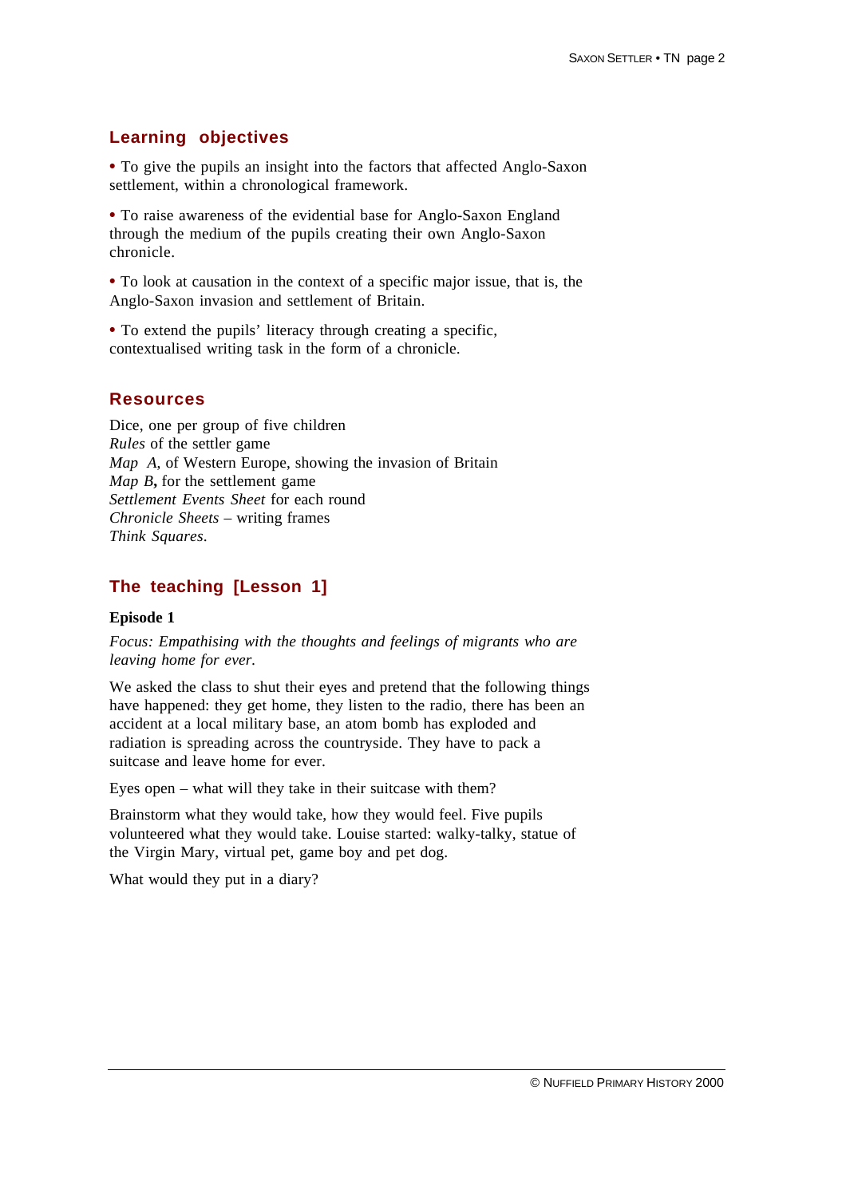## Learning objectives

- To give the pupils an insight into the factors that affected Anglo-Saxon settlement, within a chronological framework.
- To raise awareness of the evidential base for Anglo-Saxon England through the medium of the pupils creating their own Anglo-Saxon chronicle.
- To look at causation in the context of a specific major issue, that is, the Anglo-Saxon invasion and settlement of Britain.
- To extend the pupils' literacy through creating a specific, contextualised writing task in the form of a chronicle.

## Resources

Dice, one per group of five children
*Rules* of the settler game
*Map A*, of Western Europe, showing the invasion of Britain
*Map B*, for the settlement game
*Settlement Events Sheet* for each round
*Chronicle Sheets* – writing frames
*Think Squares.*

## The teaching [Lesson 1]

**Episode 1**

*Focus: Empathising with the thoughts and feelings of migrants who are leaving home for ever.*

We asked the class to shut their eyes and pretend that the following things have happened: they get home, they listen to the radio, there has been an accident at a local military base, an atom bomb has exploded and radiation is spreading across the countryside. They have to pack a suitcase and leave home for ever.

Eyes open – what will they take in their suitcase with them?

Brainstorm what they would take, how they would feel. Five pupils volunteered what they would take. Louise started: walky-talky, statue of the Virgin Mary, virtual pet, game boy and pet dog.

What would they put in a diary?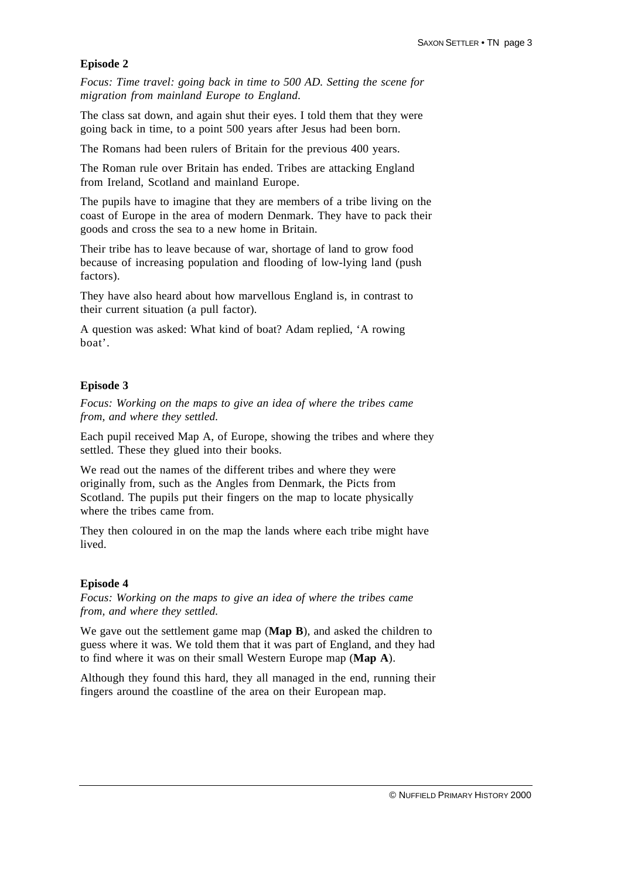**Episode 2**

*Focus: Time travel: going back in time to 500 AD. Setting the scene for migration from mainland Europe to England.*

The class sat down, and again shut their eyes. I told them that they were going back in time, to a point 500 years after Jesus had been born.

The Romans had been rulers of Britain for the previous 400 years.

The Roman rule over Britain has ended. Tribes are attacking England from Ireland, Scotland and mainland Europe.

The pupils have to imagine that they are members of a tribe living on the coast of Europe in the area of modern Denmark. They have to pack their goods and cross the sea to a new home in Britain.

Their tribe has to leave because of war, shortage of land to grow food because of increasing population and flooding of low-lying land (push factors).

They have also heard about how marvellous England is, in contrast to their current situation (a pull factor).

A question was asked: What kind of boat? Adam replied, 'A rowing boat'.

**Episode 3**

*Focus: Working on the maps to give an idea of where the tribes came from, and where they settled.*

Each pupil received Map A, of Europe, showing the tribes and where they settled. These they glued into their books.

We read out the names of the different tribes and where they were originally from, such as the Angles from Denmark, the Picts from Scotland. The pupils put their fingers on the map to locate physically where the tribes came from.

They then coloured in on the map the lands where each tribe might have lived.

**Episode 4**

*Focus: Working on the maps to give an idea of where the tribes came from, and where they settled.*

We gave out the settlement game map (**Map B**), and asked the children to guess where it was. We told them that it was part of England, and they had to find where it was on their small Western Europe map (**Map A**).

Although they found this hard, they all managed in the end, running their fingers around the coastline of the area on their European map.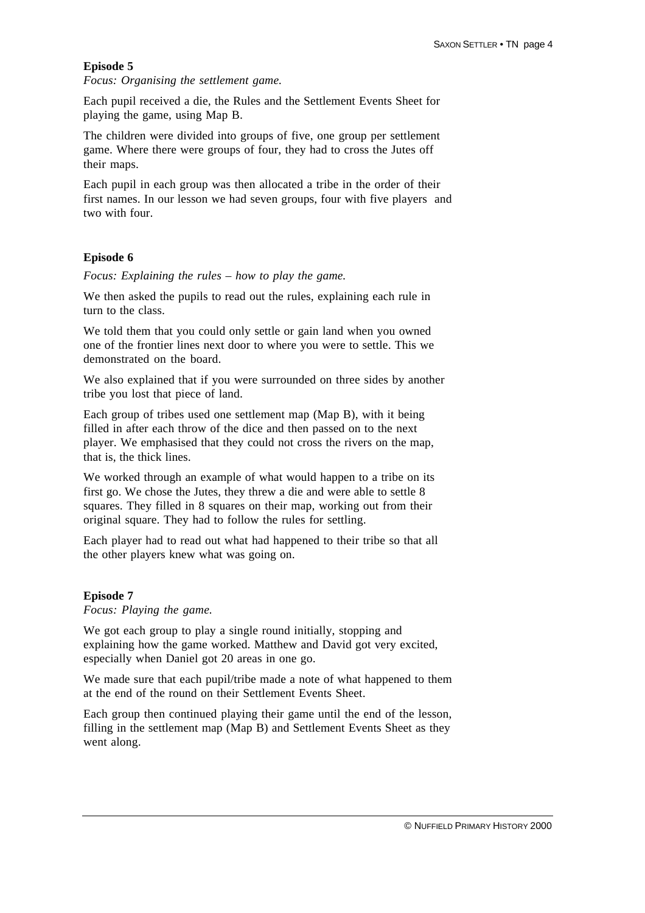**Episode 5**

*Focus: Organising the settlement game.*

Each pupil received a die, the Rules and the Settlement Events Sheet for playing the game, using Map B.

The children were divided into groups of five, one group per settlement game. Where there were groups of four, they had to cross the Jutes off their maps.

Each pupil in each group was then allocated a tribe in the order of their first names. In our lesson we had seven groups, four with five players and two with four.

**Episode 6**

*Focus: Explaining the rules – how to play the game.*

We then asked the pupils to read out the rules, explaining each rule in turn to the class.

We told them that you could only settle or gain land when you owned one of the frontier lines next door to where you were to settle. This we demonstrated on the board.

We also explained that if you were surrounded on three sides by another tribe you lost that piece of land.

Each group of tribes used one settlement map (Map B), with it being filled in after each throw of the dice and then passed on to the next player. We emphasised that they could not cross the rivers on the map, that is, the thick lines.

We worked through an example of what would happen to a tribe on its first go. We chose the Jutes, they threw a die and were able to settle 8 squares. They filled in 8 squares on their map, working out from their original square. They had to follow the rules for settling.

Each player had to read out what had happened to their tribe so that all the other players knew what was going on.

**Episode 7**

*Focus: Playing the game.*

We got each group to play a single round initially, stopping and explaining how the game worked. Matthew and David got very excited, especially when Daniel got 20 areas in one go.

We made sure that each pupil/tribe made a note of what happened to them at the end of the round on their Settlement Events Sheet.

Each group then continued playing their game until the end of the lesson, filling in the settlement map (Map B) and Settlement Events Sheet as they went along.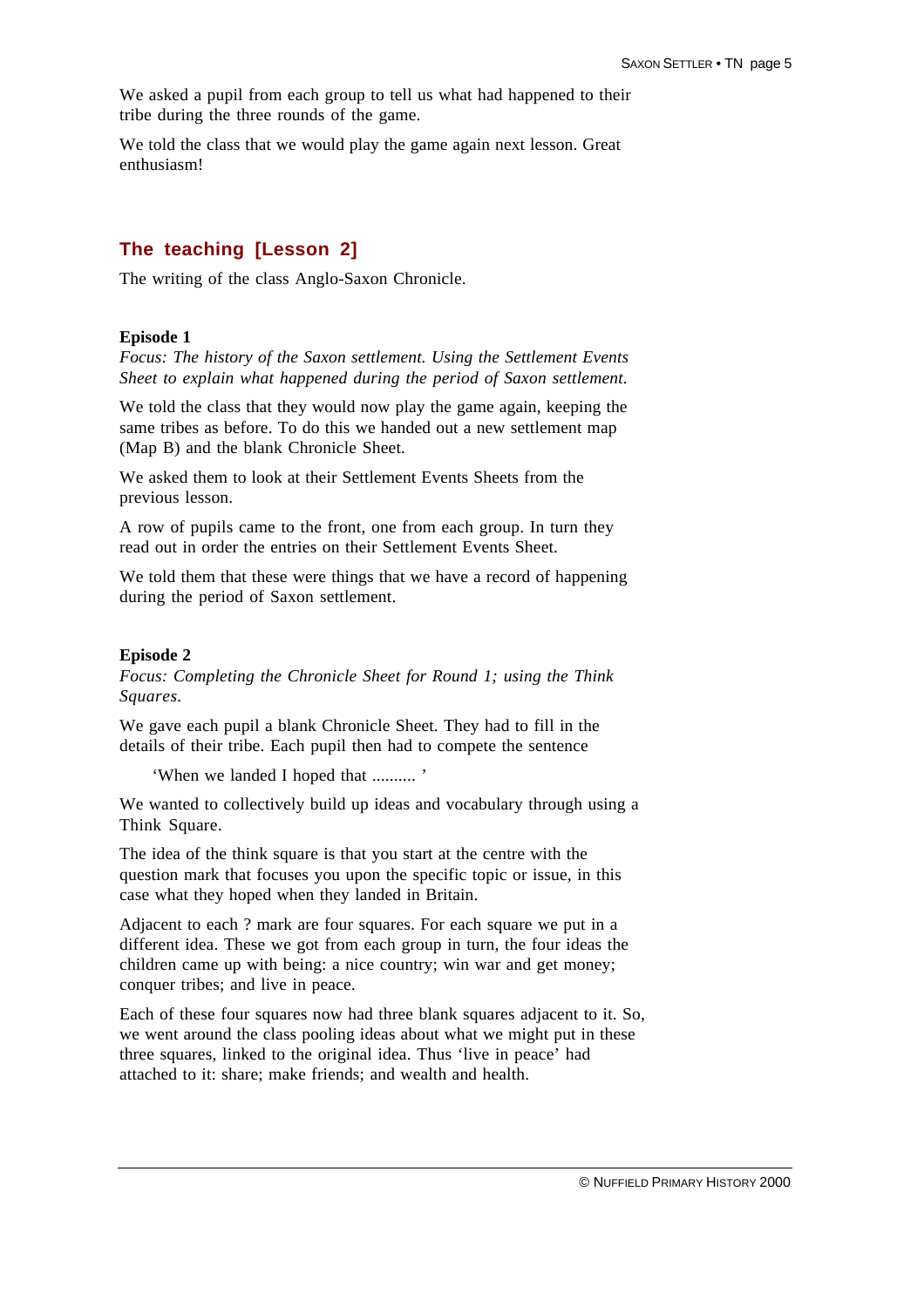We asked a pupil from each group to tell us what had happened to their tribe during the three rounds of the game.

We told the class that we would play the game again next lesson. Great enthusiasm!

## The teaching [Lesson 2]

The writing of the class Anglo-Saxon Chronicle.

**Episode 1**

*Focus: The history of the Saxon settlement. Using the Settlement Events Sheet to explain what happened during the period of Saxon settlement.*

We told the class that they would now play the game again, keeping the same tribes as before. To do this we handed out a new settlement map (Map B) and the blank Chronicle Sheet.

We asked them to look at their Settlement Events Sheets from the previous lesson.

A row of pupils came to the front, one from each group. In turn they read out in order the entries on their Settlement Events Sheet.

We told them that these were things that we have a record of happening during the period of Saxon settlement.

**Episode 2**

*Focus: Completing the Chronicle Sheet for Round 1; using the Think Squares.*

We gave each pupil a blank Chronicle Sheet. They had to fill in the details of their tribe. Each pupil then had to compete the sentence

> 'When we landed I hoped that .......... '

We wanted to collectively build up ideas and vocabulary through using a Think Square.

The idea of the think square is that you start at the centre with the question mark that focuses you upon the specific topic or issue, in this case what they hoped when they landed in Britain.

Adjacent to each ? mark are four squares. For each square we put in a different idea. These we got from each group in turn, the four ideas the children came up with being: a nice country; win war and get money; conquer tribes; and live in peace.

Each of these four squares now had three blank squares adjacent to it. So, we went around the class pooling ideas about what we might put in these three squares, linked to the original idea. Thus 'live in peace' had attached to it: share; make friends; and wealth and health.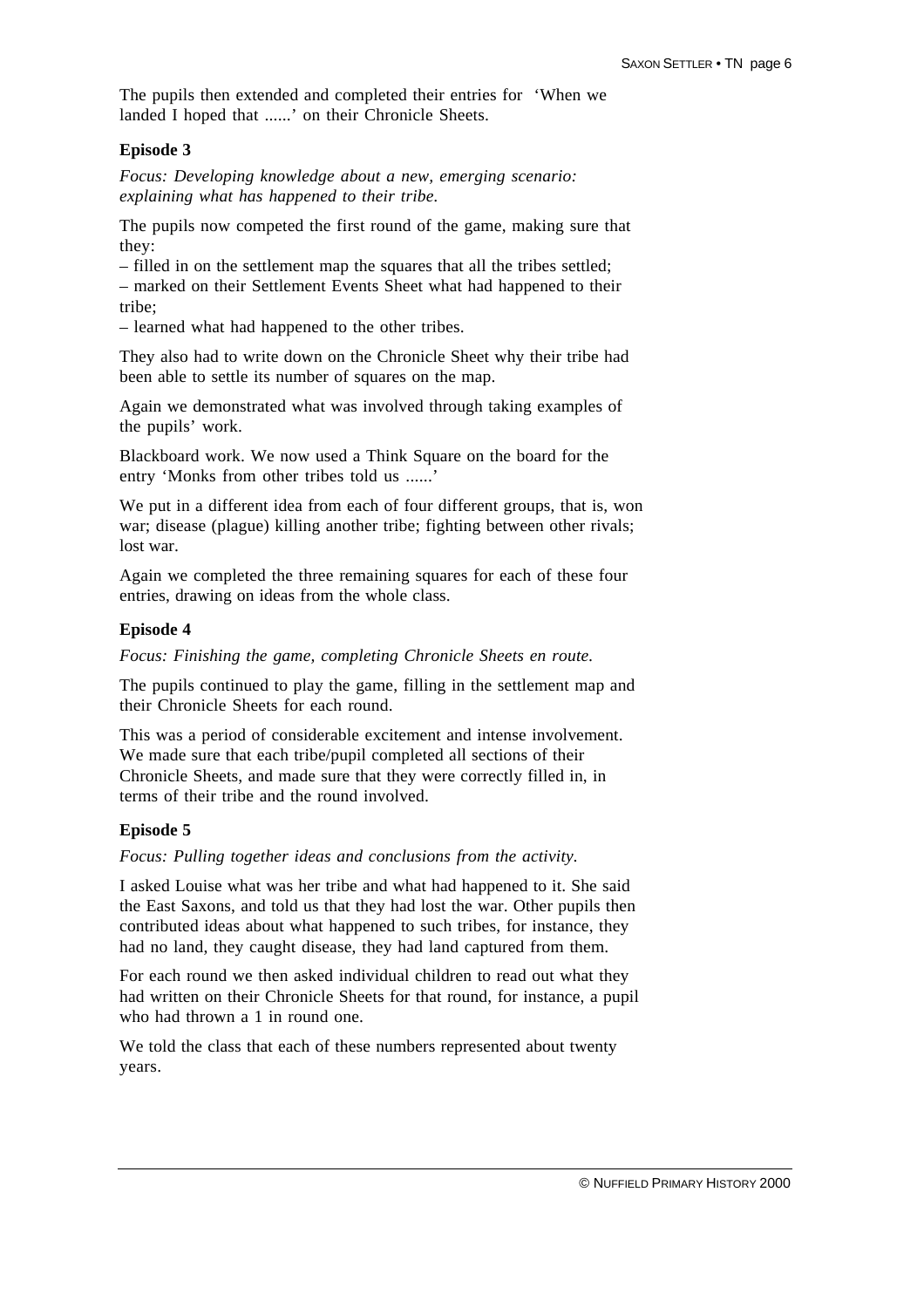The pupils then extended and completed their entries for  'When we landed I hoped that ......' on their Chronicle Sheets.

### Episode 3

*Focus: Developing knowledge about a new, emerging scenario: explaining what has happened to their tribe.*

The pupils now competed the first round of the game, making sure that they:

– filled in on the settlement map the squares that all the tribes settled;
– marked on their Settlement Events Sheet what had happened to their tribe;
– learned what had happened to the other tribes.

They also had to write down on the Chronicle Sheet why their tribe had been able to settle its number of squares on the map.

Again we demonstrated what was involved through taking examples of the pupils' work.

Blackboard work. We now used a Think Square on the board for the entry 'Monks from other tribes told us ......'

We put in a different idea from each of four different groups, that is, won war; disease (plague) killing another tribe; fighting between other rivals; lost war.

Again we completed the three remaining squares for each of these four entries, drawing on ideas from the whole class.

### Episode 4

*Focus: Finishing the game, completing Chronicle Sheets en route.*

The pupils continued to play the game, filling in the settlement map and their Chronicle Sheets for each round.

This was a period of considerable excitement and intense involvement. We made sure that each tribe/pupil completed all sections of their Chronicle Sheets, and made sure that they were correctly filled in, in terms of their tribe and the round involved.

### Episode 5

*Focus: Pulling together ideas and conclusions from the activity.*

I asked Louise what was her tribe and what had happened to it. She said the East Saxons, and told us that they had lost the war. Other pupils then contributed ideas about what happened to such tribes, for instance, they had no land, they caught disease, they had land captured from them.

For each round we then asked individual children to read out what they had written on their Chronicle Sheets for that round, for instance, a pupil who had thrown a 1 in round one.

We told the class that each of these numbers represented about twenty years.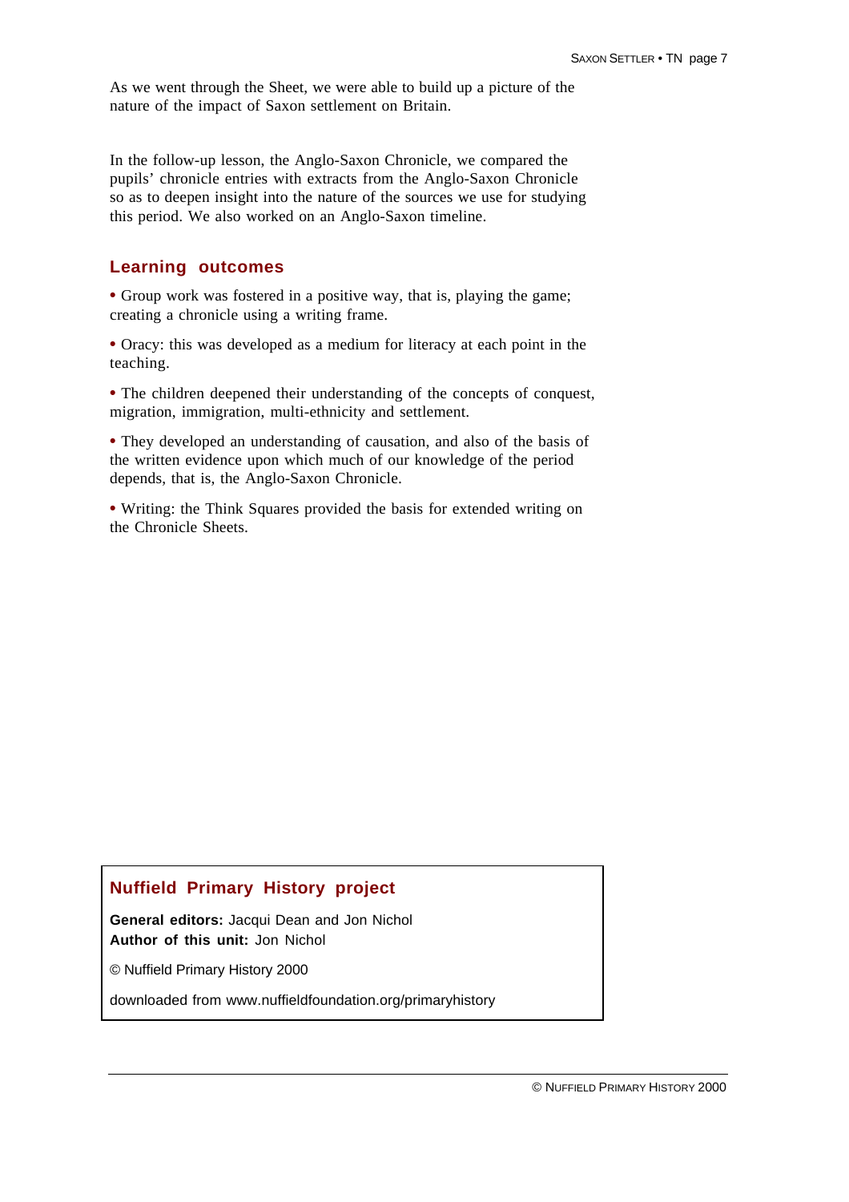As we went through the Sheet, we were able to build up a picture of the nature of the impact of Saxon settlement on Britain.

In the follow-up lesson, the Anglo-Saxon Chronicle, we compared the pupils' chronicle entries with extracts from the Anglo-Saxon Chronicle so as to deepen insight into the nature of the sources we use for studying this period. We also worked on an Anglo-Saxon timeline.

## Learning outcomes

- Group work was fostered in a positive way, that is, playing the game; creating a chronicle using a writing frame.
- Oracy: this was developed as a medium for literacy at each point in the teaching.
- The children deepened their understanding of the concepts of conquest, migration, immigration, multi-ethnicity and settlement.
- They developed an understanding of causation, and also of the basis of the written evidence upon which much of our knowledge of the period depends, that is, the Anglo-Saxon Chronicle.
- Writing: the Think Squares provided the basis for extended writing on the Chronicle Sheets.

## Nuffield Primary History project

**General editors:** Jacqui Dean and Jon Nichol
**Author of this unit:** Jon Nichol

© Nuffield Primary History 2000

downloaded from www.nuffieldfoundation.org/primaryhistory